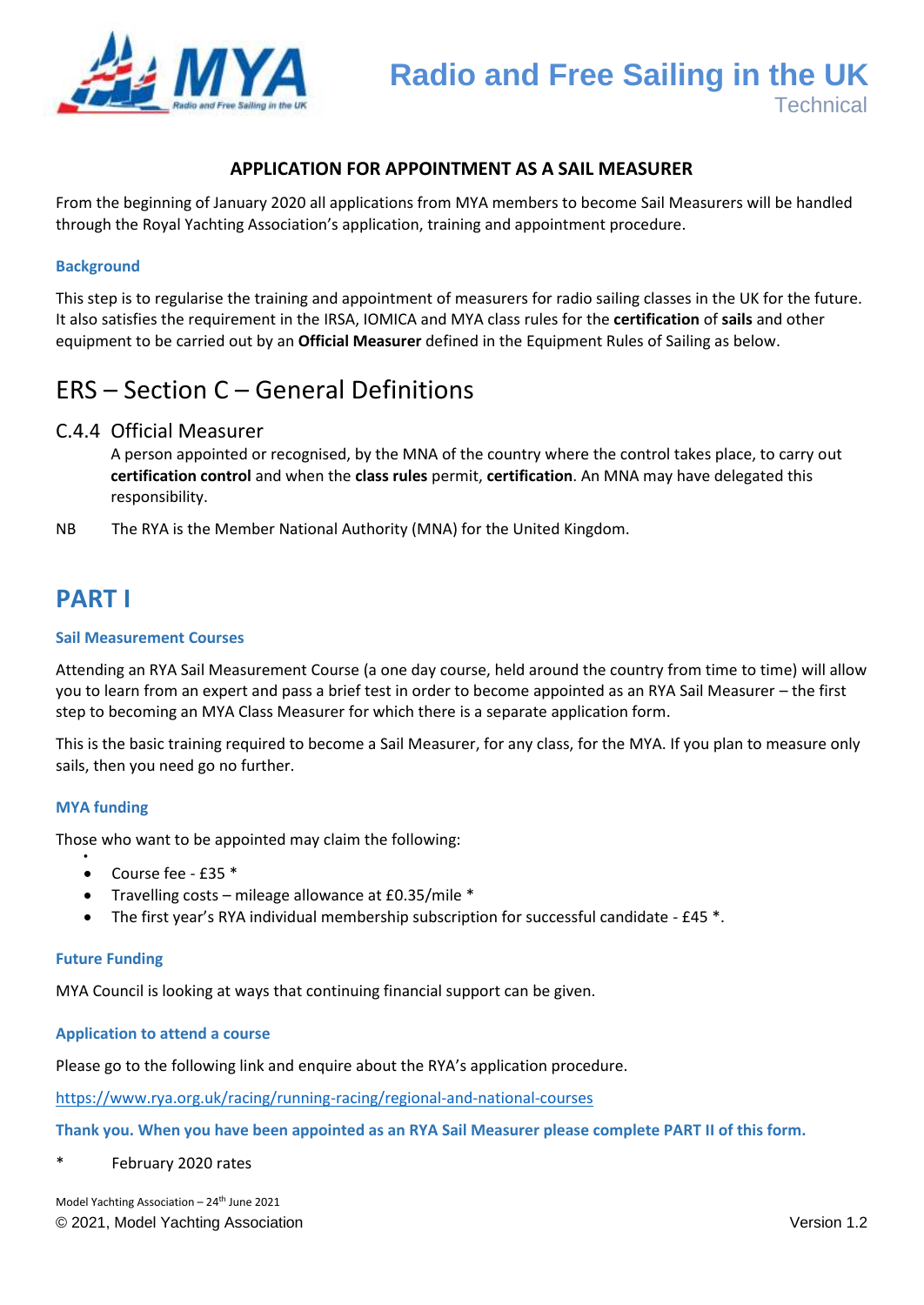# Radio and Free Sailing in the UK

Technical

## APPLICATION FOR APPOINTMENT AS A SAIL MEASURER

From the beginning of January 2020 all applications from MYA members to become Sail Measurers will be handled through the Royal Yachting Association's application, training and appointment procedure.

### Background

This step is to regularise the training and appointment of measurers for radio sailing classes in the UK for the future. It also satisfies the requirement in the IRSA, IOMICA and MYA class rules for the **certification** of **sails** and other equipment to be carried out by an **Official Measurer** defined in the Equipment Rules of Sailing as below.

## ERS – Section C – General Definitions

### C.4.4 Official Measurer

A person appointed or recognised, by the MNA of the country where the control takes place, to carry out **certification control** and when the **class rules** permit, **certification**. An MNA may have delegated this responsibility.

NB The RYA is the Member National Authority (MNA) for the United Kingdom.

## PART I

### Sail Measurement Courses

Attending an RYA Sail Measurement Course (a one day course, held around the country from time to time) will allow you to learn from an expert and pass a brief test in order to become appointed as an RYA Sail Measurer – the first step to becoming an MYA Class Measurer for which there is a separate application form.

This is the basic training required to become a Sail Measurer, for any class, for the MYA. If you plan to measure only sails, then you need go no further.

### MYA funding

Those who want to be appointed may claim the following:

- Course fee - £35 *
- Travelling costs – mileage allowance at £0.35/mile *
- The first year's RYA individual membership subscription for successful candidate - £45 *.

### Future Funding

MYA Council is looking at ways that continuing financial support can be given.

### Application to attend a course

Please go to the following link and enquire about the RYA's application procedure.

https://www.rya.org.uk/racing/running-racing/regional-and-national-courses

**Thank you. When you have been appointed as an RYA Sail Measurer please complete PART II of this form.**

\* February 2020 rates

Model Yachting Association – 24th June 2021

© 2021, Model Yachting Association Version 1.2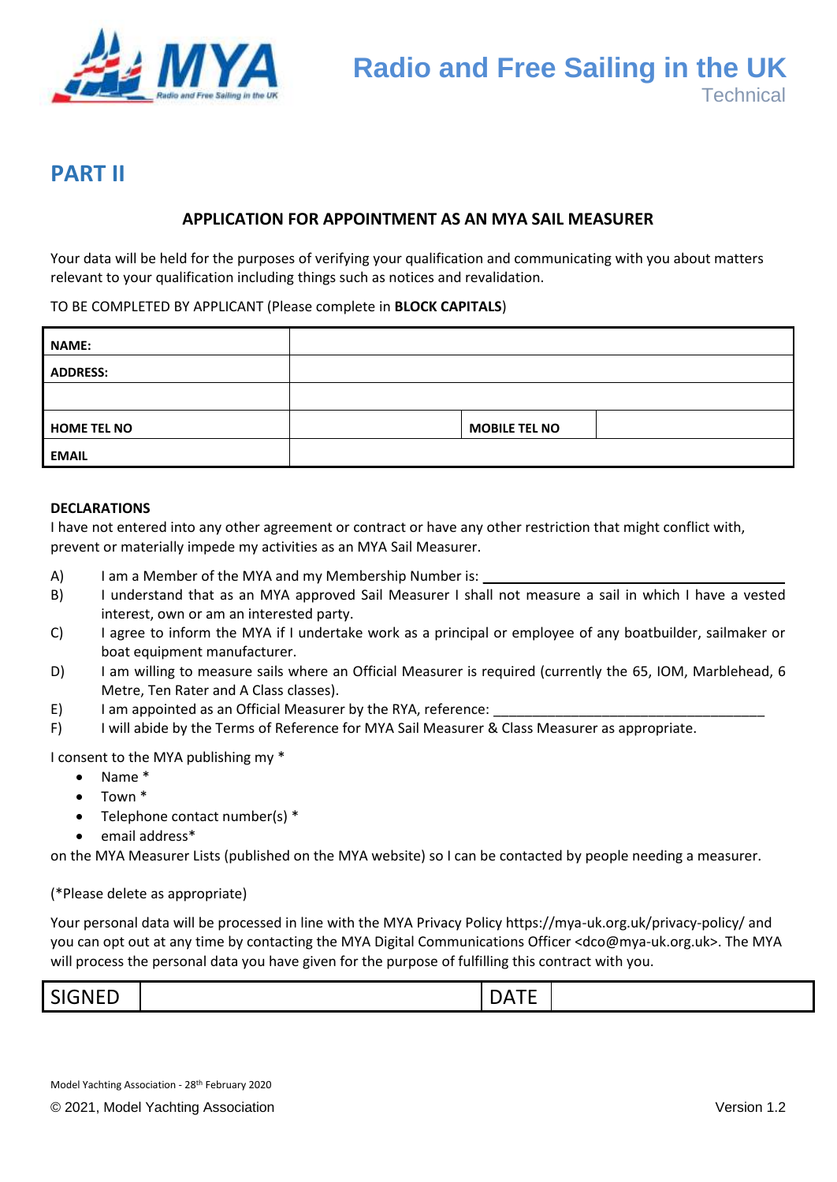## PART II

### APPLICATION FOR APPOINTMENT AS AN MYA SAIL MEASURER

Your data will be held for the purposes of verifying your qualification and communicating with you about matters relevant to your qualification including things such as notices and revalidation.

TO BE COMPLETED BY APPLICANT (Please complete in **BLOCK CAPITALS**)

| | | | |
|---|---|---|---|
| **NAME:** | | | |
| **ADDRESS:** | | | |
| | | | |
| **HOME TEL NO** | | **MOBILE TEL NO** | |
| **EMAIL** | | | |

**DECLARATIONS**

I have not entered into any other agreement or contract or have any other restriction that might conflict with, prevent or materially impede my activities as an MYA Sail Measurer.

A) I am a Member of the MYA and my Membership Number is: ______________________________

B) I understand that as an MYA approved Sail Measurer I shall not measure a sail in which I have a vested interest, own or am an interested party.

C) I agree to inform the MYA if I undertake work as a principal or employee of any boatbuilder, sailmaker or boat equipment manufacturer.

D) I am willing to measure sails where an Official Measurer is required (currently the 65, IOM, Marblehead, 6 Metre, Ten Rater and A Class classes).

E) I am appointed as an Official Measurer by the RYA, reference: ______________________________

F) I will abide by the Terms of Reference for MYA Sail Measurer & Class Measurer as appropriate.

I consent to the MYA publishing my *

- Name *
- Town *
- Telephone contact number(s) *
- email address*

on the MYA Measurer Lists (published on the MYA website) so I can be contacted by people needing a measurer.

(*Please delete as appropriate)

Your personal data will be processed in line with the MYA Privacy Policy https://mya-uk.org.uk/privacy-policy/ and you can opt out at any time by contacting the MYA Digital Communications Officer <dco@mya-uk.org.uk>. The MYA will process the personal data you have given for the purpose of fulfilling this contract with you.

| SIGNED | | DATE | |
|---|---|---|---|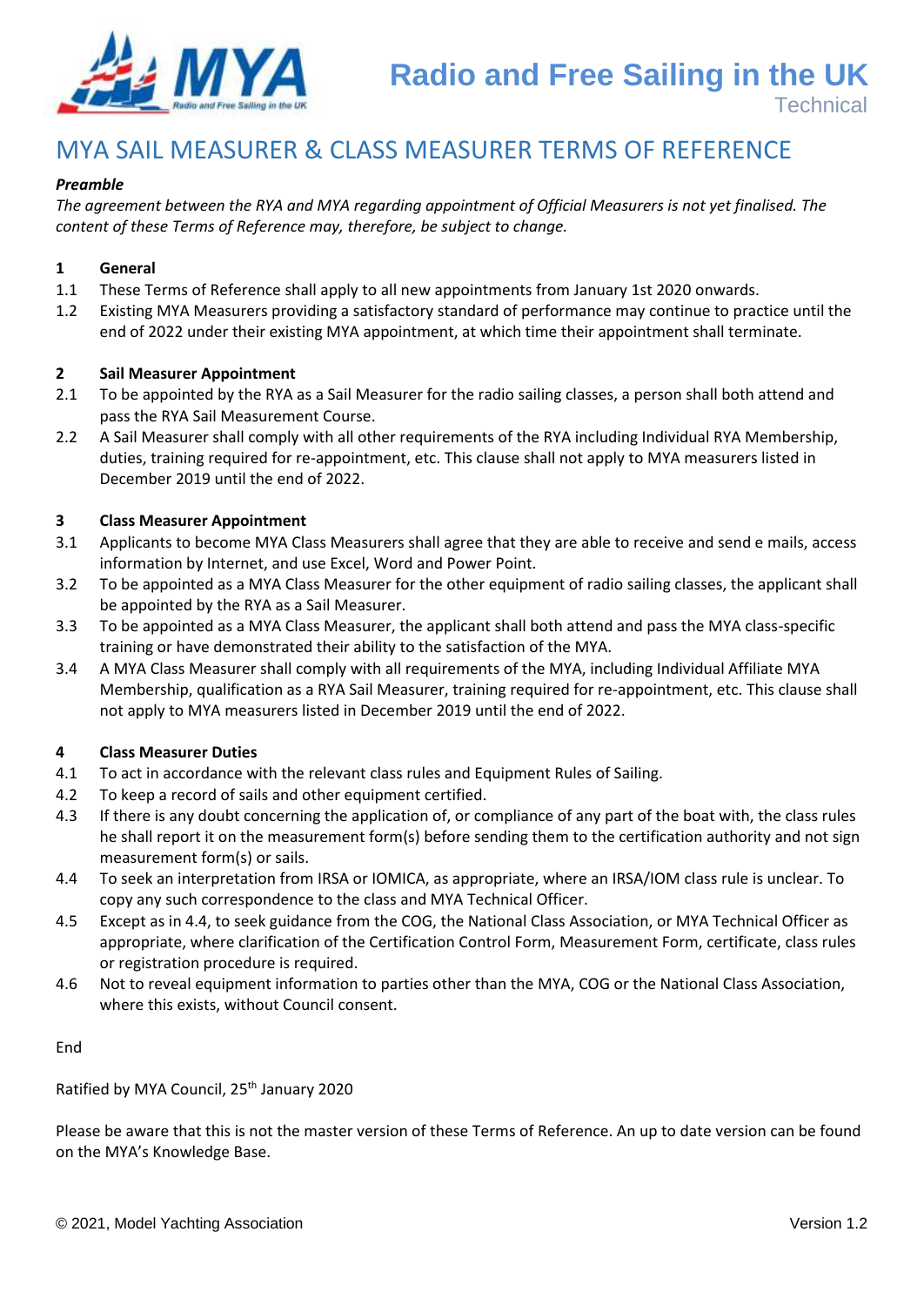# MYA SAIL MEASURER & CLASS MEASURER TERMS OF REFERENCE

***Preamble***

*The agreement between the RYA and MYA regarding appointment of Official Measurers is not yet finalised. The content of these Terms of Reference may, therefore, be subject to change.*

## 1 General

1.1 These Terms of Reference shall apply to all new appointments from January 1st 2020 onwards.

1.2 Existing MYA Measurers providing a satisfactory standard of performance may continue to practice until the end of 2022 under their existing MYA appointment, at which time their appointment shall terminate.

## 2 Sail Measurer Appointment

2.1 To be appointed by the RYA as a Sail Measurer for the radio sailing classes, a person shall both attend and pass the RYA Sail Measurement Course.

2.2 A Sail Measurer shall comply with all other requirements of the RYA including Individual RYA Membership, duties, training required for re-appointment, etc. This clause shall not apply to MYA measurers listed in December 2019 until the end of 2022.

## 3 Class Measurer Appointment

3.1 Applicants to become MYA Class Measurers shall agree that they are able to receive and send e mails, access information by Internet, and use Excel, Word and Power Point.

3.2 To be appointed as a MYA Class Measurer for the other equipment of radio sailing classes, the applicant shall be appointed by the RYA as a Sail Measurer.

3.3 To be appointed as a MYA Class Measurer, the applicant shall both attend and pass the MYA class-specific training or have demonstrated their ability to the satisfaction of the MYA.

3.4 A MYA Class Measurer shall comply with all requirements of the MYA, including Individual Affiliate MYA Membership, qualification as a RYA Sail Measurer, training required for re-appointment, etc. This clause shall not apply to MYA measurers listed in December 2019 until the end of 2022.

## 4 Class Measurer Duties

4.1 To act in accordance with the relevant class rules and Equipment Rules of Sailing.

4.2 To keep a record of sails and other equipment certified.

4.3 If there is any doubt concerning the application of, or compliance of any part of the boat with, the class rules he shall report it on the measurement form(s) before sending them to the certification authority and not sign measurement form(s) or sails.

4.4 To seek an interpretation from IRSA or IOMICA, as appropriate, where an IRSA/IOM class rule is unclear. To copy any such correspondence to the class and MYA Technical Officer.

4.5 Except as in 4.4, to seek guidance from the COG, the National Class Association, or MYA Technical Officer as appropriate, where clarification of the Certification Control Form, Measurement Form, certificate, class rules or registration procedure is required.

4.6 Not to reveal equipment information to parties other than the MYA, COG or the National Class Association, where this exists, without Council consent.

End

Ratified by MYA Council, 25th January 2020

Please be aware that this is not the master version of these Terms of Reference. An up to date version can be found on the MYA's Knowledge Base.

© 2021, Model Yachting Association Version 1.2